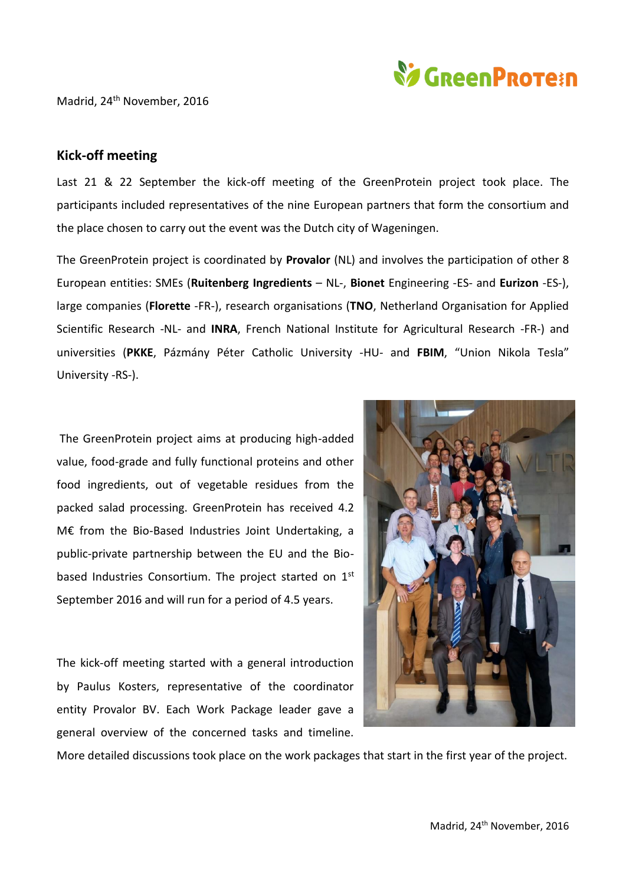Madrid, 24th November, 2016

## Kick-off meeting

Last 21 & 22 September the kick-off meeting of the GreenProtein project took place. The participants included representatives of the nine European partners that form the consortium and the place chosen to carry out the event was the Dutch city of Wageningen.

The GreenProtein project is coordinated by **Provalor** (NL) and involves the participation of other 8 European entities: SMEs (**Ruitenberg Ingredients** – NL-, **Bionet** Engineering -ES- and **Eurizon** -ES-), large companies (**Florette** -FR-), research organisations (**TNO**, Netherland Organisation for Applied Scientific Research -NL- and **INRA**, French National Institute for Agricultural Research -FR-) and universities (**PKKE**, Pázmány Péter Catholic University -HU- and **FBIM**, "Union Nikola Tesla" University -RS-).

The GreenProtein project aims at producing high-added value, food-grade and fully functional proteins and other food ingredients, out of vegetable residues from the packed salad processing. GreenProtein has received 4.2 M€ from the Bio-Based Industries Joint Undertaking, a public-private partnership between the EU and the Bio-based Industries Consortium. The project started on 1st September 2016 and will run for a period of 4.5 years.

The kick-off meeting started with a general introduction by Paulus Kosters, representative of the coordinator entity Provalor BV. Each Work Package leader gave a general overview of the concerned tasks and timeline. More detailed discussions took place on the work packages that start in the first year of the project.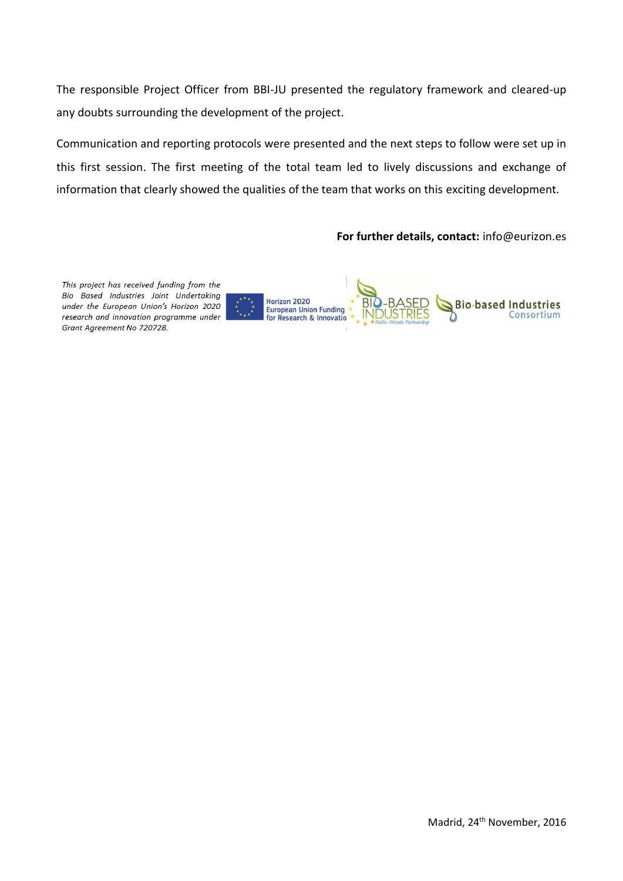The responsible Project Officer from BBI-JU presented the regulatory framework and cleared-up any doubts surrounding the development of the project.

Communication and reporting protocols were presented and the next steps to follow were set up in this first session. The first meeting of the total team led to lively discussions and exchange of information that clearly showed the qualities of the team that works on this exciting development.

**For further details, contact:** info@eurizon.es

*This project has received funding from the Bio Based Industries Joint Undertaking under the European Union's Horizon 2020 research and innovation programme under Grant Agreement No 720728.*

Horizon 2020
European Union Funding
for Research & Innovatio

BIO-BASED INDUSTRIES
Public-Private Partnership

Bio-based Industries
Consortium

Madrid, 24th November, 2016